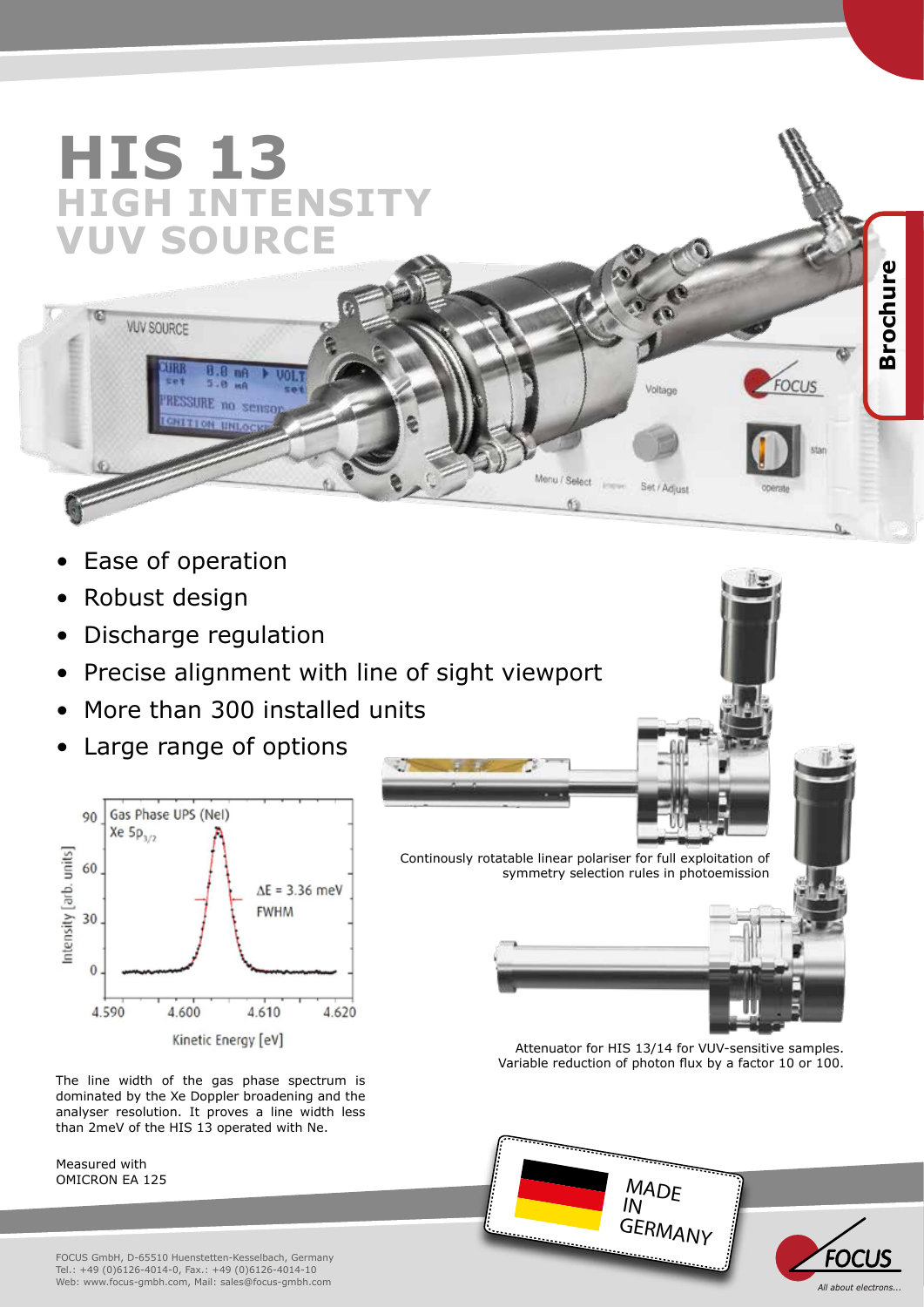# HIS 13
## HIGH INTENSITY VUV SOURCE

Brochure

- Ease of operation
- Robust design
- Discharge regulation
- Precise alignment with line of sight viewport
- More than 300 installed units
- Large range of options

Continously rotatable linear polariser for full exploitation of symmetry selection rules in photoemission

Attenuator for HIS 13/14 for VUV-sensitive samples. Variable reduction of photon flux by a factor 10 or 100.

The line width of the gas phase spectrum is dominated by the Xe Doppler broadening and the analyser resolution. It proves a line width less than 2meV of the HIS 13 operated with Ne.

Measured with OMICRON EA 125

MADE IN GERMANY

FOCUS GmbH, D-65510 Huenstetten-Kesselbach, Germany
Tel.: +49 (0)6126-4014-0, Fax.: +49 (0)6126-4014-10
Web: www.focus-gmbh.com, Mail: sales@focus-gmbh.com

FOCUS — All about electrons...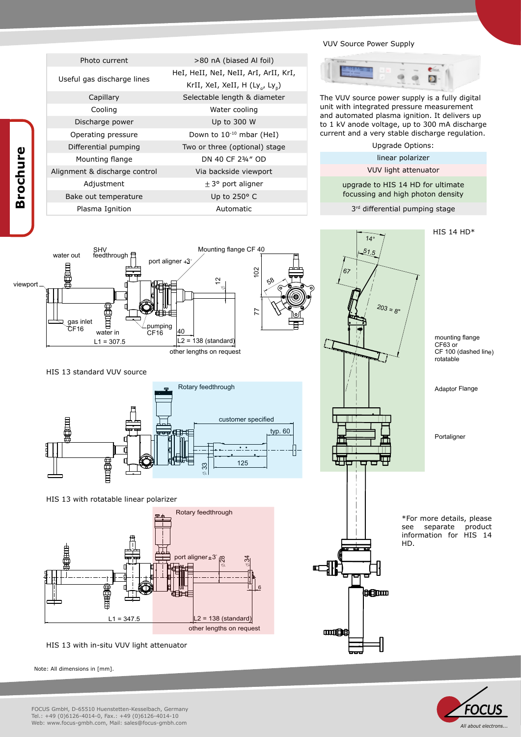| | |
|---|---|
| Photo current | >80 nA (biased Al foil) |
| Useful gas discharge lines | HeI, HeII, NeI, NeII, ArI, ArII, KrI, KrII, XeI, XeII, H ($Ly_\alpha$, $Ly_\beta$) |
| Capillary | Selectable length & diameter |
| Cooling | Water cooling |
| Discharge power | Up to 300 W |
| Operating pressure | Down to $10^{-10}$ mbar (HeI) |
| Differential pumping | Two or three (optional) stage |
| Mounting flange | DN 40 CF 2¾" OD |
| Alignment & discharge control | Via backside viewport |
| Adjustment | ± 3° port aligner |
| Bake out temperature | Up to 250° C |
| Plasma Ignition | Automatic |

VUV Source Power Supply

The VUV source power supply is a fully digital unit with integrated pressure measurement and automated plasma ignition. It delivers up to 1 kV anode voltage, up to 300 mA discharge current and a very stable discharge regulation.

Upgrade Options:

- linear polarizer
- VUV light attenuator
- upgrade to HIS 14 HD for ultimate focussing and high photon density
- 3rd differential pumping stage

water out
SHV feedthrough
Mounting flange CF 40
port aligner ±3°
viewport
12
102
58
77
gas inlet CF16
water in
pumping CF16
40
L1 = 307.5
L2 = 138 (standard)
other lengths on request

HIS 13 standard VUV source

Rotary feedthrough
customer specified
typ. 60
125
⌀ 33

HIS 13 with rotatable linear polarizer

Rotary feedthrough
port aligner ±3°
⌀ 28
⌀ 34
6
L1 = 347.5
L2 = 138 (standard)
other lengths on request

HIS 13 with in-situ VUV light attenuator

HIS 14 HD*

14°
51.5
67
203 ≈ 8"
mounting flange CF63 or CF 100 (dashed line) rotatable
Adaptor Flange
Portaligner

*For more details, please see separate product information for HIS 14 HD.

Note: All dimensions in [mm].

FOCUS GmbH, D-65510 Huenstetten-Kesselbach, Germany
Tel.: +49 (0)6126-4014-0, Fax.: +49 (0)6126-4014-10
Web: www.focus-gmbh.com, Mail: sales@focus-gmbh.com

FOCUS
All about electrons...